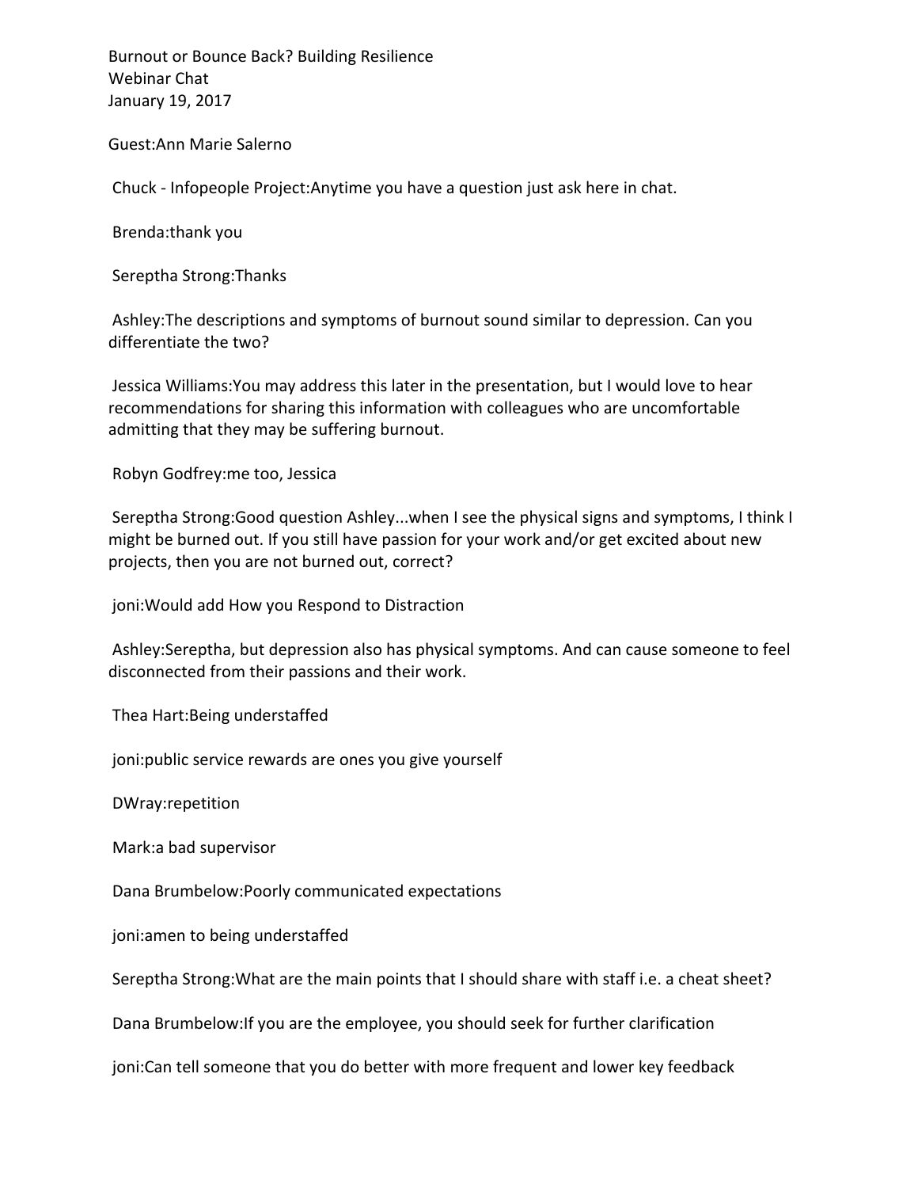Burnout or Bounce Back? Building Resilience
Webinar Chat
January 19, 2017

Guest:Ann Marie Salerno

Chuck - Infopeople Project:Anytime you have a question just ask here in chat.

Brenda:thank you

Sereptha Strong:Thanks

Ashley:The descriptions and symptoms of burnout sound similar to depression. Can you differentiate the two?

Jessica Williams:You may address this later in the presentation, but I would love to hear recommendations for sharing this information with colleagues who are uncomfortable admitting that they may be suffering burnout.

Robyn Godfrey:me too, Jessica

Sereptha Strong:Good question Ashley...when I see the physical signs and symptoms, I think I might be burned out. If you still have passion for your work and/or get excited about new projects, then you are not burned out, correct?

joni:Would add How you Respond to Distraction

Ashley:Sereptha, but depression also has physical symptoms. And can cause someone to feel disconnected from their passions and their work.

Thea Hart:Being understaffed

joni:public service rewards are ones you give yourself

DWray:repetition

Mark:a bad supervisor

Dana Brumbelow:Poorly communicated expectations

joni:amen to being understaffed

Sereptha Strong:What are the main points that I should share with staff i.e. a cheat sheet?

Dana Brumbelow:If you are the employee, you should seek for further clarification

joni:Can tell someone that you do better with more frequent and lower key feedback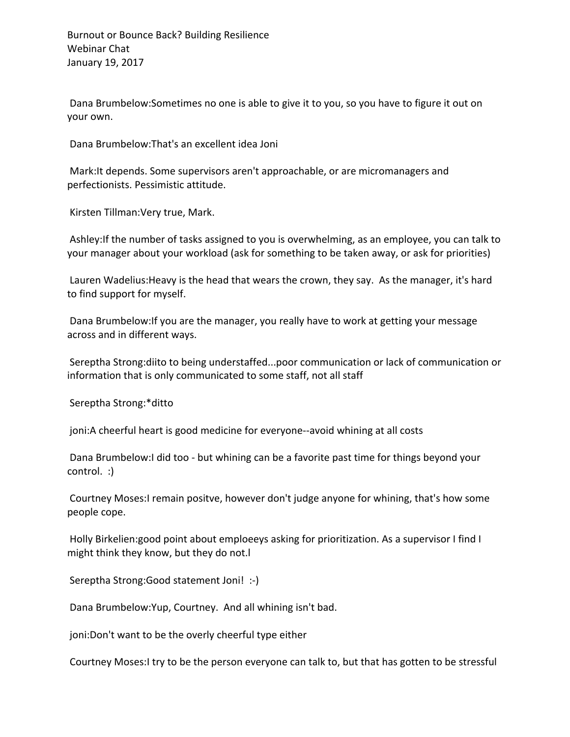Dana Brumbelow:Sometimes no one is able to give it to you, so you have to figure it out on your own.

Dana Brumbelow:That's an excellent idea Joni

Mark:It depends. Some supervisors aren't approachable, or are micromanagers and perfectionists. Pessimistic attitude.

Kirsten Tillman:Very true, Mark.

Ashley:If the number of tasks assigned to you is overwhelming, as an employee, you can talk to your manager about your workload (ask for something to be taken away, or ask for priorities)

Lauren Wadelius:Heavy is the head that wears the crown, they say.  As the manager, it's hard to find support for myself.

Dana Brumbelow:If you are the manager, you really have to work at getting your message across and in different ways.

Sereptha Strong:diito to being understaffed...poor communication or lack of communication or information that is only communicated to some staff, not all staff

Sereptha Strong:*ditto

joni:A cheerful heart is good medicine for everyone--avoid whining at all costs

Dana Brumbelow:I did too - but whining can be a favorite past time for things beyond your control.  :)

Courtney Moses:I remain positve, however don't judge anyone for whining, that's how some people cope.

Holly Birkelien:good point about emploeeys asking for prioritization. As a supervisor I find I might think they know, but they do not.l

Sereptha Strong:Good statement Joni!  :-)

Dana Brumbelow:Yup, Courtney.  And all whining isn't bad.

joni:Don't want to be the overly cheerful type either

Courtney Moses:I try to be the person everyone can talk to, but that has gotten to be stressful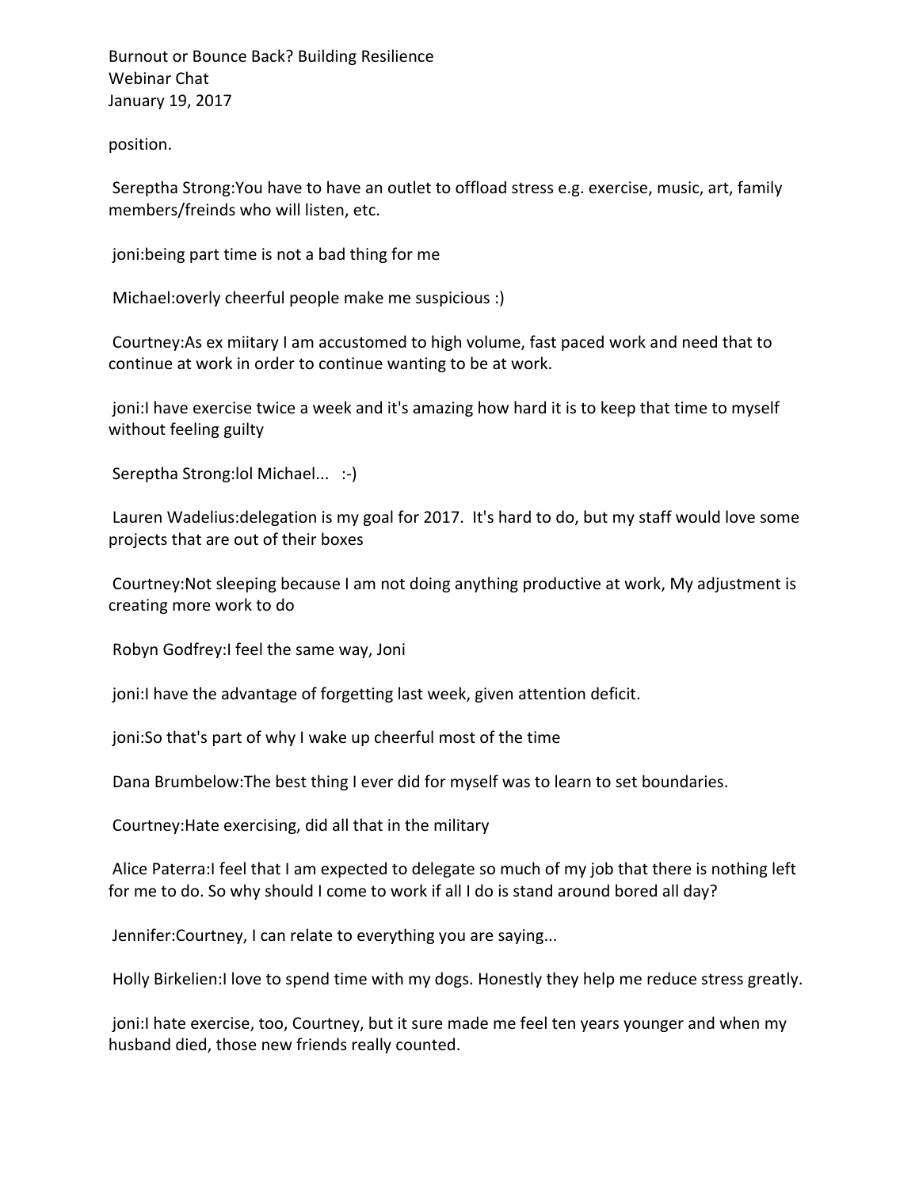position.

Sereptha Strong:You have to have an outlet to offload stress e.g. exercise, music, art, family members/freinds who will listen, etc.

joni:being part time is not a bad thing for me

Michael:overly cheerful people make me suspicious :)

Courtney:As ex miitary I am accustomed to high volume, fast paced work and need that to continue at work in order to continue wanting to be at work.

joni:I have exercise twice a week and it's amazing how hard it is to keep that time to myself without feeling guilty

Sereptha Strong:lol Michael... :-)

Lauren Wadelius:delegation is my goal for 2017. It's hard to do, but my staff would love some projects that are out of their boxes

Courtney:Not sleeping because I am not doing anything productive at work, My adjustment is creating more work to do

Robyn Godfrey:I feel the same way, Joni

joni:I have the advantage of forgetting last week, given attention deficit.

joni:So that's part of why I wake up cheerful most of the time

Dana Brumbelow:The best thing I ever did for myself was to learn to set boundaries.

Courtney:Hate exercising, did all that in the military

Alice Paterra:I feel that I am expected to delegate so much of my job that there is nothing left for me to do. So why should I come to work if all I do is stand around bored all day?

Jennifer:Courtney, I can relate to everything you are saying...

Holly Birkelien:I love to spend time with my dogs. Honestly they help me reduce stress greatly.

joni:I hate exercise, too, Courtney, but it sure made me feel ten years younger and when my husband died, those new friends really counted.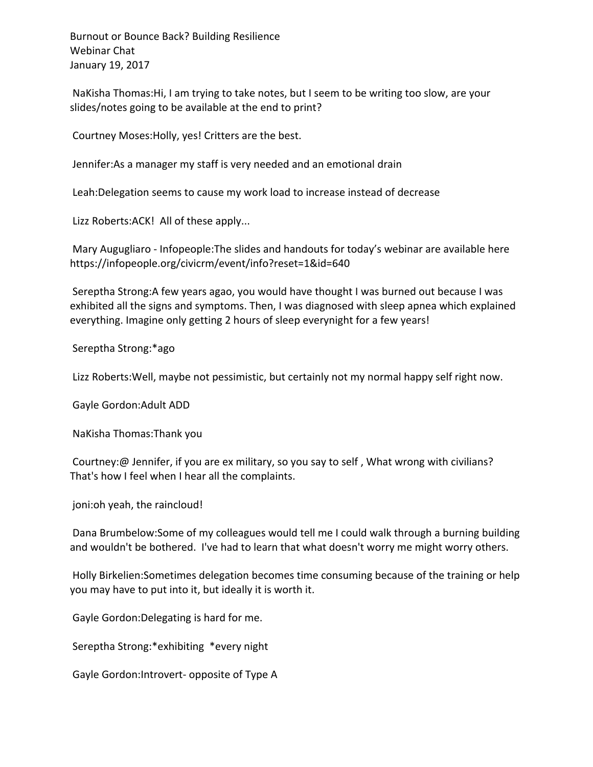Burnout or Bounce Back? Building Resilience
Webinar Chat
January 19, 2017

NaKisha Thomas:Hi, I am trying to take notes, but I seem to be writing too slow, are your slides/notes going to be available at the end to print?

Courtney Moses:Holly, yes! Critters are the best.

Jennifer:As a manager my staff is very needed and an emotional drain

Leah:Delegation seems to cause my work load to increase instead of decrease

Lizz Roberts:ACK! All of these apply...

Mary Auguglairo - Infopeople:The slides and handouts for today's webinar are available here https://infopeople.org/civicrm/event/info?reset=1&id=640

Sereptha Strong:A few years agao, you would have thought I was burned out because I was exhibited all the signs and symptoms. Then, I was diagnosed with sleep apnea which explained everything. Imagine only getting 2 hours of sleep everynight for a few years!

Sereptha Strong:*ago

Lizz Roberts:Well, maybe not pessimistic, but certainly not my normal happy self right now.

Gayle Gordon:Adult ADD

NaKisha Thomas:Thank you

Courtney:@ Jennifer, if you are ex military, so you say to self , What wrong with civilians? That's how I feel when I hear all the complaints.

joni:oh yeah, the raincloud!

Dana Brumbelow:Some of my colleagues would tell me I could walk through a burning building and wouldn't be bothered. I've had to learn that what doesn't worry me might worry others.

Holly Birkelien:Sometimes delegation becomes time consuming because of the training or help you may have to put into it, but ideally it is worth it.

Gayle Gordon:Delegating is hard for me.

Sereptha Strong:*exhibiting *every night

Gayle Gordon:Introvert- opposite of Type A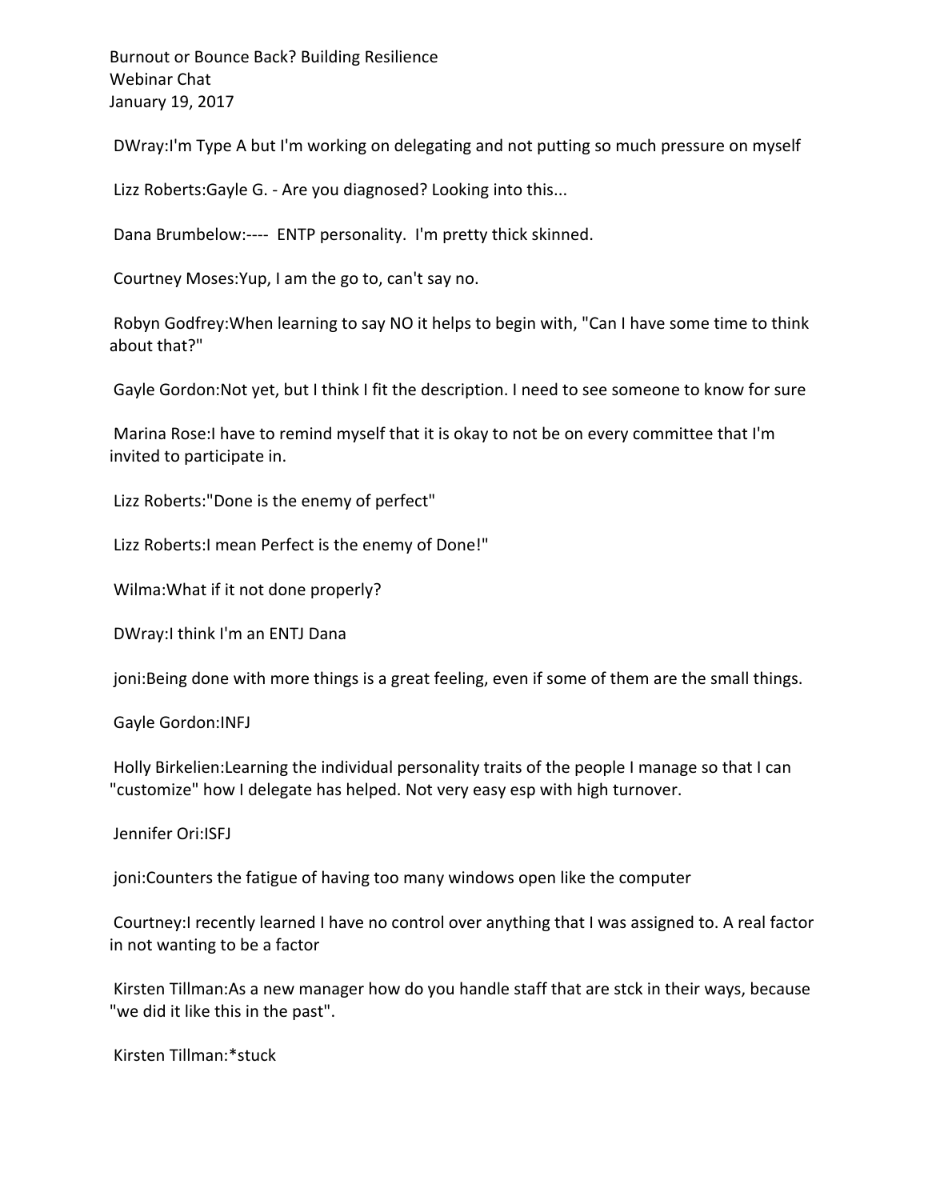DWray:I'm Type A but I'm working on delegating and not putting so much pressure on myself

Lizz Roberts:Gayle G. - Are you diagnosed? Looking into this...

Dana Brumbelow:---- ENTP personality. I'm pretty thick skinned.

Courtney Moses:Yup, I am the go to, can't say no.

Robyn Godfrey:When learning to say NO it helps to begin with, "Can I have some time to think about that?"

Gayle Gordon:Not yet, but I think I fit the description. I need to see someone to know for sure

Marina Rose:I have to remind myself that it is okay to not be on every committee that I'm invited to participate in.

Lizz Roberts:"Done is the enemy of perfect"

Lizz Roberts:I mean Perfect is the enemy of Done!"

Wilma:What if it not done properly?

DWray:I think I'm an ENTJ Dana

joni:Being done with more things is a great feeling, even if some of them are the small things.

Gayle Gordon:INFJ

Holly Birkelien:Learning the individual personality traits of the people I manage so that I can "customize" how I delegate has helped. Not very easy esp with high turnover.

Jennifer Ori:ISFJ

joni:Counters the fatigue of having too many windows open like the computer

Courtney:I recently learned I have no control over anything that I was assigned to. A real factor in not wanting to be a factor

Kirsten Tillman:As a new manager how do you handle staff that are stck in their ways, because "we did it like this in the past".

Kirsten Tillman:*stuck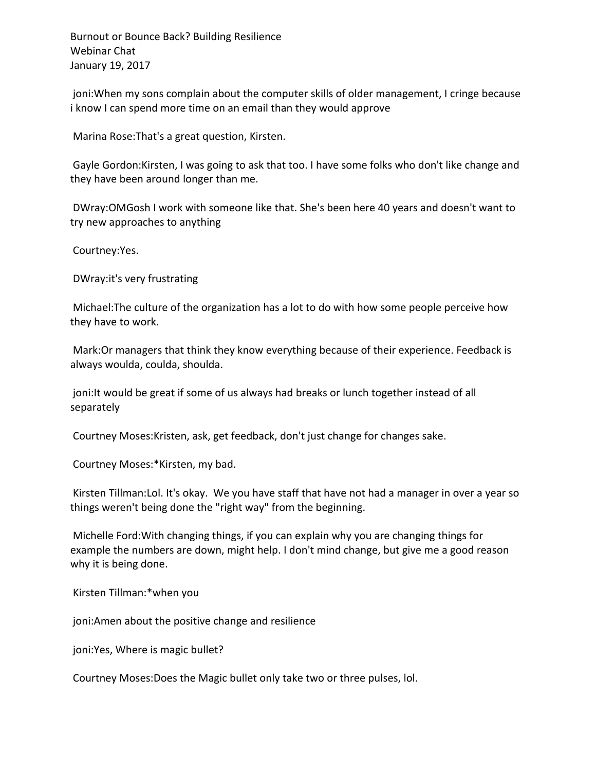Burnout or Bounce Back? Building Resilience
Webinar Chat
January 19, 2017

joni:When my sons complain about the computer skills of older management, I cringe because i know I can spend more time on an email than they would approve

Marina Rose:That's a great question, Kirsten.

Gayle Gordon:Kirsten, I was going to ask that too. I have some folks who don't like change and they have been around longer than me.

DWray:OMGosh I work with someone like that. She's been here 40 years and doesn't want to try new approaches to anything

Courtney:Yes.

DWray:it's very frustrating

Michael:The culture of the organization has a lot to do with how some people perceive how they have to work.

Mark:Or managers that think they know everything because of their experience. Feedback is always woulda, coulda, shoulda.

joni:It would be great if some of us always had breaks or lunch together instead of all separately

Courtney Moses:Kristen, ask, get feedback, don't just change for changes sake.

Courtney Moses:*Kirsten, my bad.

Kirsten Tillman:Lol. It's okay.  We you have staff that have not had a manager in over a year so things weren't being done the "right way" from the beginning.

Michelle Ford:With changing things, if you can explain why you are changing things for example the numbers are down, might help. I don't mind change, but give me a good reason why it is being done.

Kirsten Tillman:*when you

joni:Amen about the positive change and resilience

joni:Yes, Where is magic bullet?

Courtney Moses:Does the Magic bullet only take two or three pulses, lol.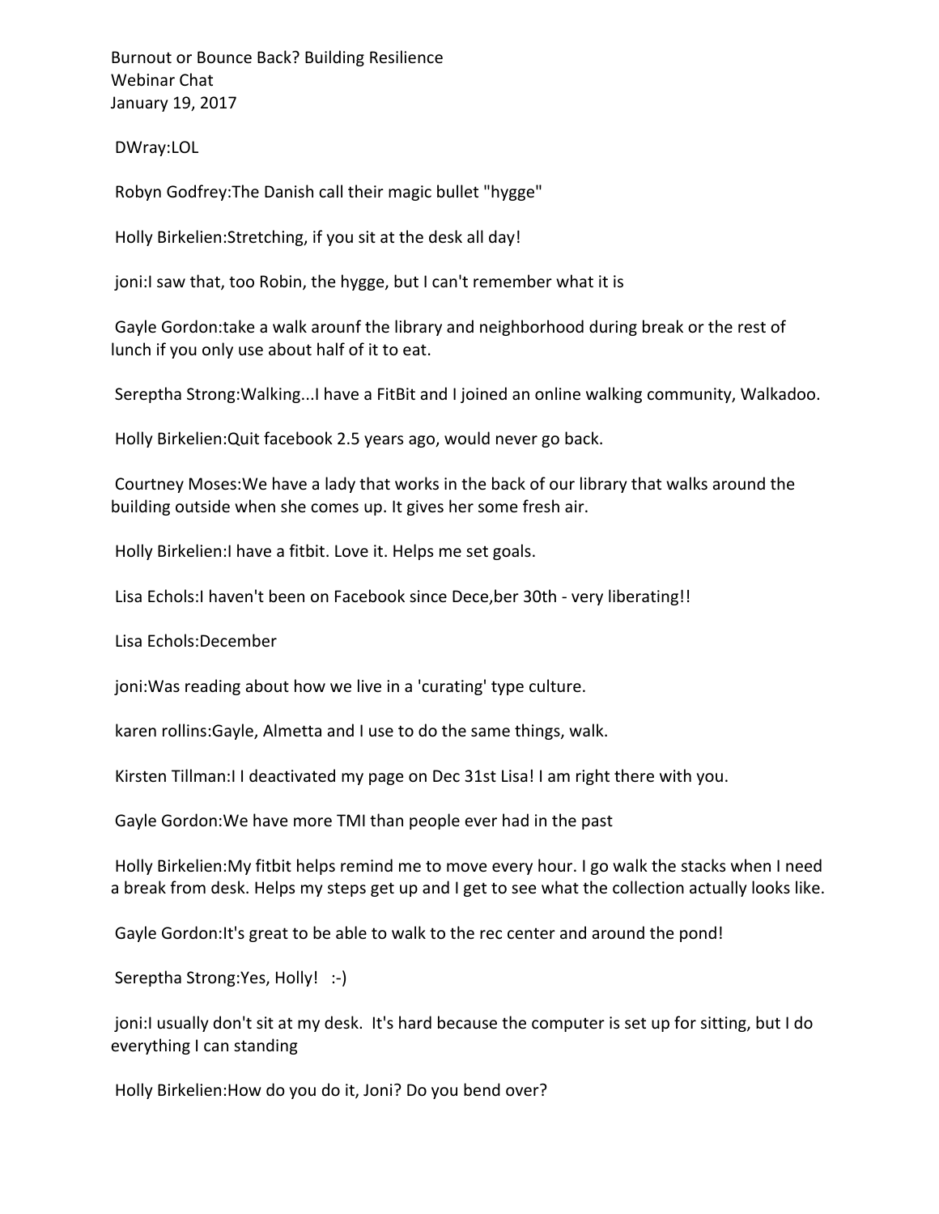Burnout or Bounce Back? Building Resilience
Webinar Chat
January 19, 2017

DWray:LOL

Robyn Godfrey:The Danish call their magic bullet "hygge"

Holly Birkelien:Stretching, if you sit at the desk all day!

joni:I saw that, too Robin, the hygge, but I can't remember what it is

Gayle Gordon:take a walk arounf the library and neighborhood during break or the rest of lunch if you only use about half of it to eat.

Sereptha Strong:Walking...I have a FitBit and I joined an online walking community, Walkadoo.

Holly Birkelien:Quit facebook 2.5 years ago, would never go back.

Courtney Moses:We have a lady that works in the back of our library that walks around the building outside when she comes up. It gives her some fresh air.

Holly Birkelien:I have a fitbit. Love it. Helps me set goals.

Lisa Echols:I haven't been on Facebook since Dece,ber 30th - very liberating!!

Lisa Echols:December

joni:Was reading about how we live in a 'curating' type culture.

karen rollins:Gayle, Almetta and I use to do the same things, walk.

Kirsten Tillman:I I deactivated my page on Dec 31st Lisa! I am right there with you.

Gayle Gordon:We have more TMI than people ever had in the past

Holly Birkelien:My fitbit helps remind me to move every hour. I go walk the stacks when I need a break from desk. Helps my steps get up and I get to see what the collection actually looks like.

Gayle Gordon:It's great to be able to walk to the rec center and around the pond!

Sereptha Strong:Yes, Holly! :-)

joni:I usually don't sit at my desk. It's hard because the computer is set up for sitting, but I do everything I can standing

Holly Birkelien:How do you do it, Joni? Do you bend over?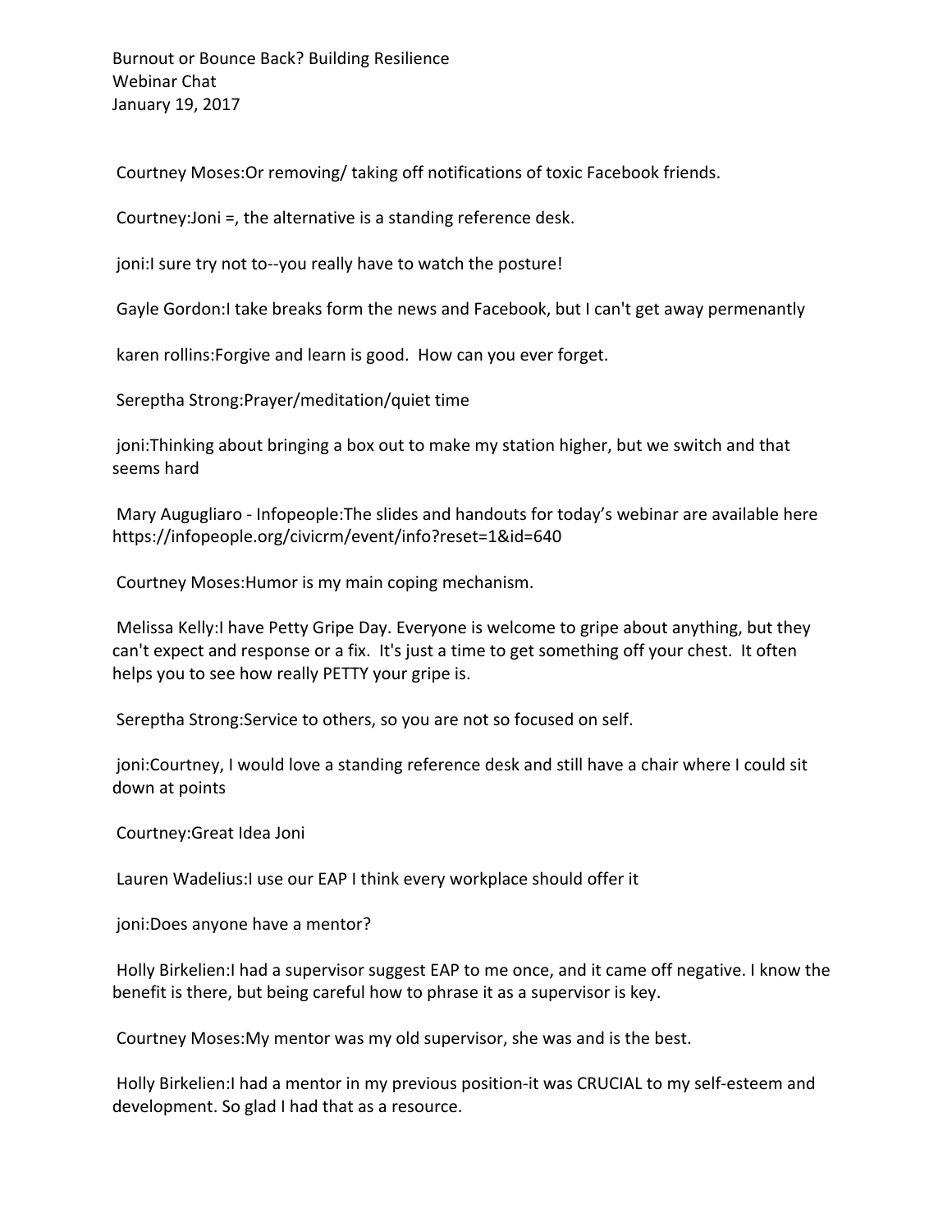Burnout or Bounce Back? Building Resilience
Webinar Chat
January 19, 2017

Courtney Moses:Or removing/ taking off notifications of toxic Facebook friends.

Courtney:Joni =, the alternative is a standing reference desk.

joni:I sure try not to--you really have to watch the posture!

Gayle Gordon:I take breaks form the news and Facebook, but I can't get away permenantly

karen rollins:Forgive and learn is good. How can you ever forget.

Serepttha Strong:Prayer/meditation/quiet time

joni:Thinking about bringing a box out to make my station higher, but we switch and that seems hard

Mary Auguglliaro - Infopeople:The slides and handouts for today's webinar are available here https://infopeople.org/civicrm/event/info?reset=1&id=640

Courtney Moses:Humor is my main coping mechanism.

Melissa Kelly:I have Petty Gripe Day. Everyone is welcome to gripe about anything, but they can't expect and response or a fix. It's just a time to get something off your chest. It often helps you to see how really PETTY your gripe is.

Serepttha Strong:Service to others, so you are not so focused on self.

joni:Courtney, I would love a standing reference desk and still have a chair where I could sit down at points

Courtney:Great Idea Joni

Lauren Wadelius:I use our EAP I think every workplace should offer it

joni:Does anyone have a mentor?

Holly Birkelien:I had a supervisor suggest EAP to me once, and it came off negative. I know the benefit is there, but being careful how to phrase it as a supervisor is key.

Courtney Moses:My mentor was my old supervisor, she was and is the best.

Holly Birkelien:I had a mentor in my previous position-it was CRUCIAL to my self-esteem and development. So glad I had that as a resource.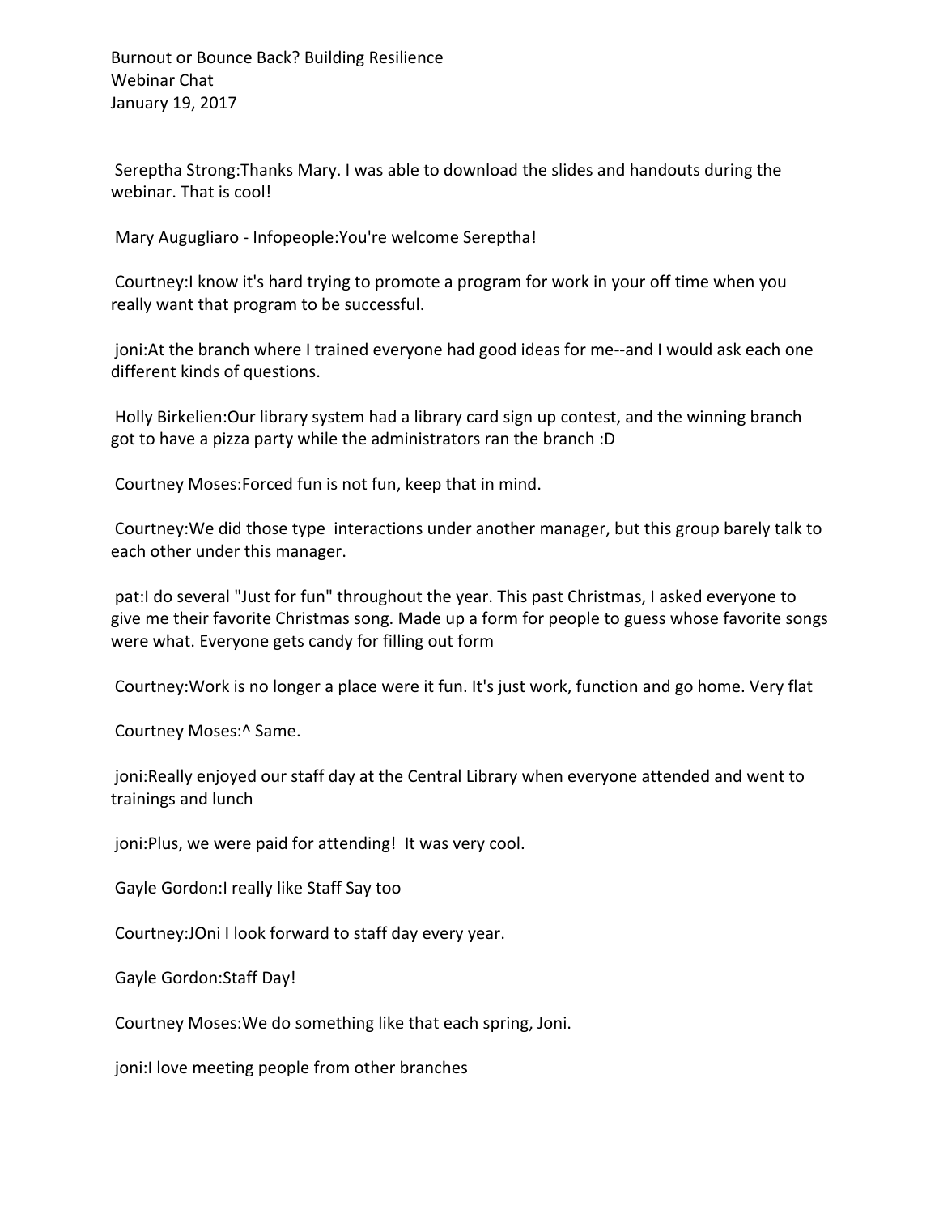Burnout or Bounce Back? Building Resilience
Webinar Chat
January 19, 2017

Sereptha Strong:Thanks Mary. I was able to download the slides and handouts during the webinar. That is cool!

Mary Augugliaro - Infopeople:You're welcome Sereptha!

Courtney:I know it's hard trying to promote a program for work in your off time when you really want that program to be successful.

joni:At the branch where I trained everyone had good ideas for me--and I would ask each one different kinds of questions.

Holly Birkelien:Our library system had a library card sign up contest, and the winning branch got to have a pizza party while the administrators ran the branch :D

Courtney Moses:Forced fun is not fun, keep that in mind.

Courtney:We did those type  interactions under another manager, but this group barely talk to each other under this manager.

pat:I do several "Just for fun" throughout the year. This past Christmas, I asked everyone to give me their favorite Christmas song. Made up a form for people to guess whose favorite songs were what. Everyone gets candy for filling out form

Courtney:Work is no longer a place were it fun. It's just work, function and go home. Very flat

Courtney Moses:^ Same.

joni:Really enjoyed our staff day at the Central Library when everyone attended and went to trainings and lunch

joni:Plus, we were paid for attending!  It was very cool.

Gayle Gordon:I really like Staff Say too

Courtney:JOni I look forward to staff day every year.

Gayle Gordon:Staff Day!

Courtney Moses:We do something like that each spring, Joni.

joni:I love meeting people from other branches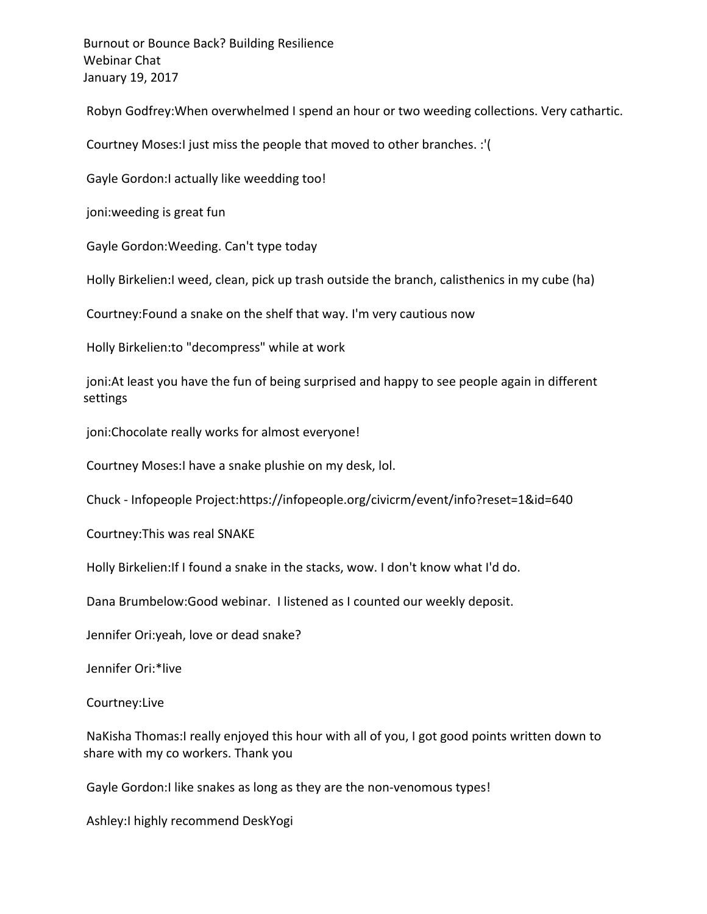Burnout or Bounce Back? Building Resilience
Webinar Chat
January 19, 2017

Robyn Godfrey:When overwhelmed I spend an hour or two weeding collections. Very cathartic.

Courtney Moses:I just miss the people that moved to other branches. :'(

Gayle Gordon:I actually like weedding too!

joni:weeding is great fun

Gayle Gordon:Weeding. Can't type today

Holly Birkelien:I weed, clean, pick up trash outside the branch, calisthenics in my cube (ha)

Courtney:Found a snake on the shelf that way. I'm very cautious now

Holly Birkelien:to "decompress" while at work

joni:At least you have the fun of being surprised and happy to see people again in different settings

joni:Chocolate really works for almost everyone!

Courtney Moses:I have a snake plushie on my desk, lol.

Chuck - Infopeople Project:https://infopeople.org/civicrm/event/info?reset=1&id=640

Courtney:This was real SNAKE

Holly Birkelien:If I found a snake in the stacks, wow. I don't know what I'd do.

Dana Brumbelow:Good webinar. I listened as I counted our weekly deposit.

Jennifer Ori:yeah, love or dead snake?

Jennifer Ori:*live

Courtney:Live

NaKisha Thomas:I really enjoyed this hour with all of you, I got good points written down to share with my co workers. Thank you

Gayle Gordon:I like snakes as long as they are the non-venomous types!

Ashley:I highly recommend DeskYogi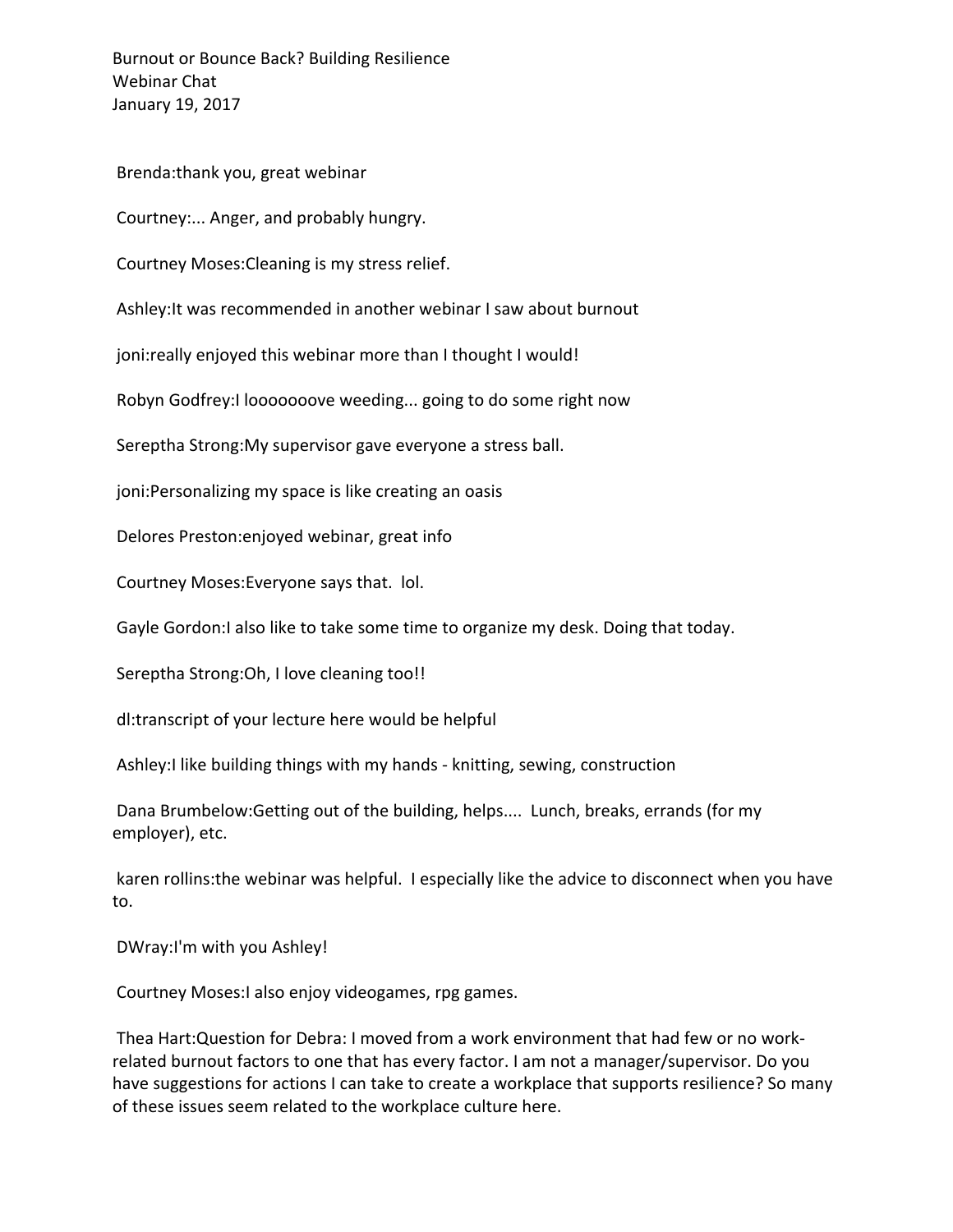Burnout or Bounce Back? Building Resilience
Webinar Chat
January 19, 2017

Brenda:thank you, great webinar

Courtney:... Anger, and probably hungry.

Courtney Moses:Cleaning is my stress relief.

Ashley:It was recommended in another webinar I saw about burnout

joni:really enjoyed this webinar more than I thought I would!

Robyn Godfrey:I looooooove weeding... going to do some right now

Sereptha Strong:My supervisor gave everyone a stress ball.

joni:Personalizing my space is like creating an oasis

Delores Preston:enjoyed webinar, great info

Courtney Moses:Everyone says that. lol.

Gayle Gordon:I also like to take some time to organize my desk. Doing that today.

Sereptha Strong:Oh, I love cleaning too!!

dl:transcript of your lecture here would be helpful

Ashley:I like building things with my hands - knitting, sewing, construction

Dana Brumbelow:Getting out of the building, helps.... Lunch, breaks, errands (for my employer), etc.

karen rollins:the webinar was helpful. I especially like the advice to disconnect when you have to.

DWray:I'm with you Ashley!

Courtney Moses:I also enjoy videogames, rpg games.

Thea Hart:Question for Debra: I moved from a work environment that had few or no work-related burnout factors to one that has every factor. I am not a manager/supervisor. Do you have suggestions for actions I can take to create a workplace that supports resilience? So many of these issues seem related to the workplace culture here.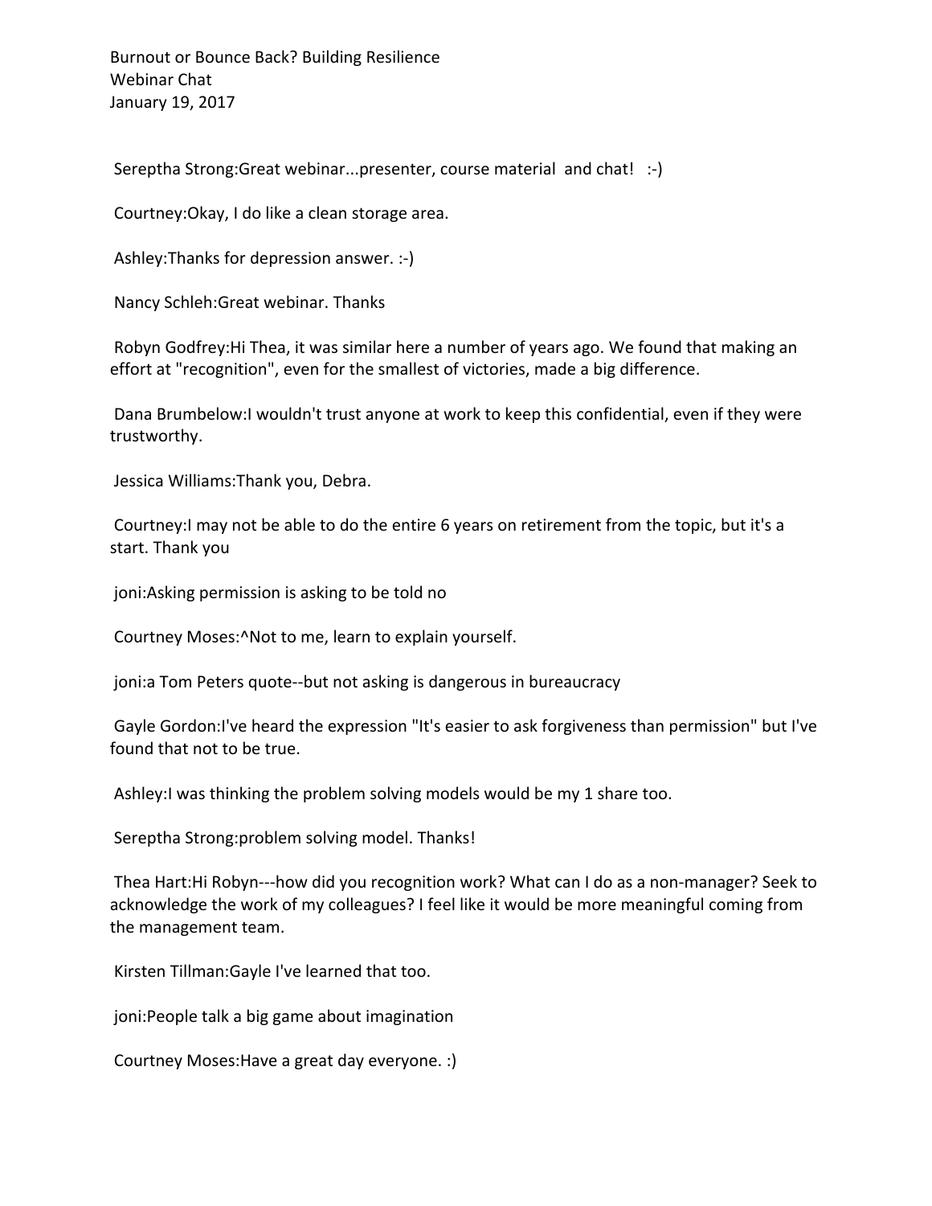Sereptha Strong:Great webinar...presenter, course material and chat! :-)

Courtney:Okay, I do like a clean storage area.

Ashley:Thanks for depression answer. :-)

Nancy Schleh:Great webinar. Thanks

Robyn Godfrey:Hi Thea, it was similar here a number of years ago. We found that making an effort at "recognition", even for the smallest of victories, made a big difference.

Dana Brumbelow:I wouldn't trust anyone at work to keep this confidential, even if they were trustworthy.

Jessica Williams:Thank you, Debra.

Courtney:I may not be able to do the entire 6 years on retirement from the topic, but it's a start. Thank you

joni:Asking permission is asking to be told no

Courtney Moses:^Not to me, learn to explain yourself.

joni:a Tom Peters quote--but not asking is dangerous in bureaucracy

Gayle Gordon:I've heard the expression "It's easier to ask forgiveness than permission" but I've found that not to be true.

Ashley:I was thinking the problem solving models would be my 1 share too.

Sereptha Strong:problem solving model. Thanks!

Thea Hart:Hi Robyn---how did you recognition work? What can I do as a non-manager? Seek to acknowledge the work of my colleagues? I feel like it would be more meaningful coming from the management team.

Kirsten Tillman:Gayle I've learned that too.

joni:People talk a big game about imagination

Courtney Moses:Have a great day everyone. :)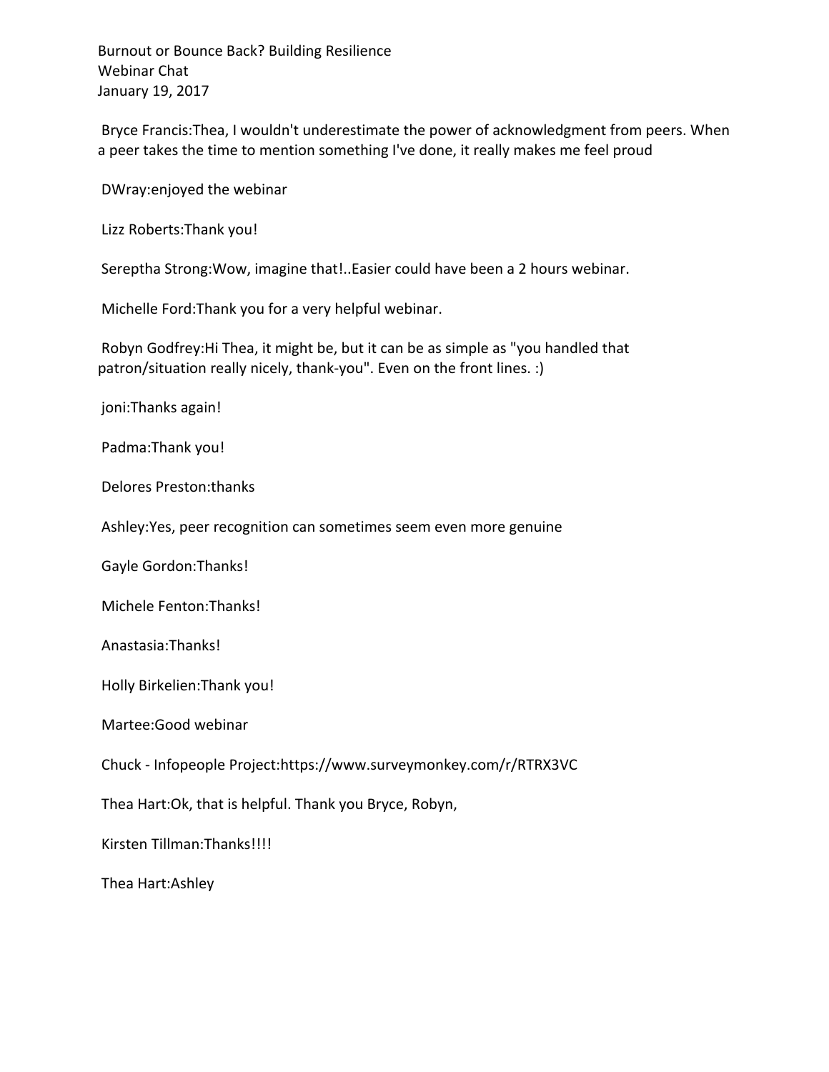Burnout or Bounce Back? Building Resilience
Webinar Chat
January 19, 2017

Bryce Francis:Thea, I wouldn't underestimate the power of acknowledgment from peers. When a peer takes the time to mention something I've done, it really makes me feel proud

DWray:enjoyed the webinar

Lizz Roberts:Thank you!

Sereptha Strong:Wow, imagine that!..Easier could have been a 2 hours webinar.

Michelle Ford:Thank you for a very helpful webinar.

Robyn Godfrey:Hi Thea, it might be, but it can be as simple as "you handled that patron/situation really nicely, thank-you". Even on the front lines. :)

joni:Thanks again!

Padma:Thank you!

Delores Preston:thanks

Ashley:Yes, peer recognition can sometimes seem even more genuine

Gayle Gordon:Thanks!

Michele Fenton:Thanks!

Anastasia:Thanks!

Holly Birkelien:Thank you!

Martee:Good webinar

Chuck - Infopeople Project:https://www.surveymonkey.com/r/RTRX3VC

Thea Hart:Ok, that is helpful. Thank you Bryce, Robyn,

Kirsten Tillman:Thanks!!!!

Thea Hart:Ashley